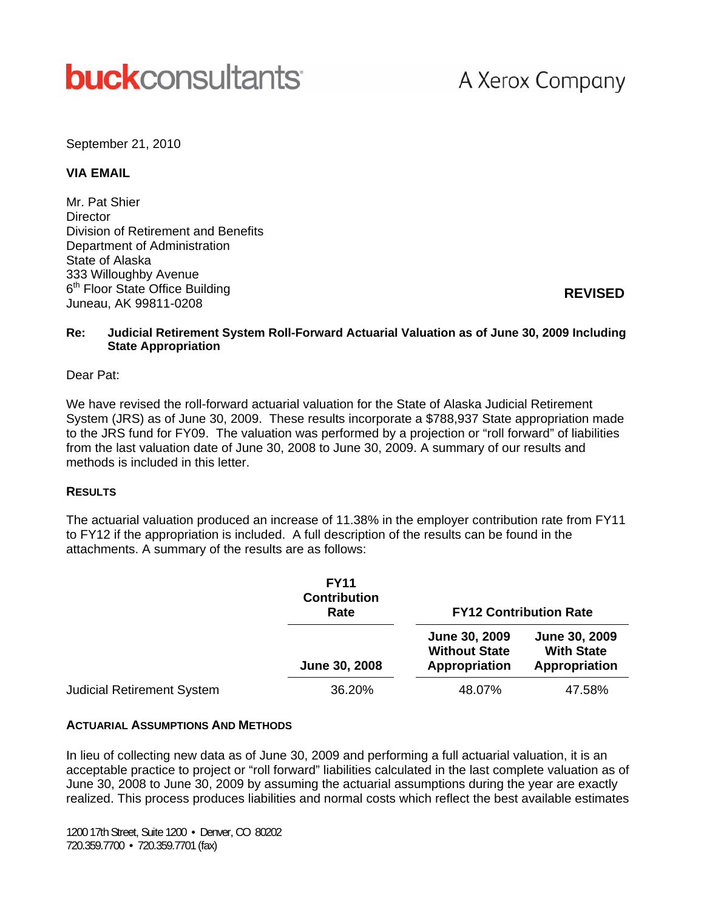buckconsultants — A Xerox Company

September 21, 2010

**VIA EMAIL**

Mr. Pat Shier
Director
Division of Retirement and Benefits
Department of Administration
State of Alaska
333 Willoughby Avenue
6th Floor State Office Building
Juneau, AK 99811-0208

**REVISED**

**Re: Judicial Retirement System Roll-Forward Actuarial Valuation as of June 30, 2009 Including State Appropriation**

Dear Pat:

We have revised the roll-forward actuarial valuation for the State of Alaska Judicial Retirement System (JRS) as of June 30, 2009. These results incorporate a $788,937 State appropriation made to the JRS fund for FY09. The valuation was performed by a projection or "roll forward" of liabilities from the last valuation date of June 30, 2008 to June 30, 2009. A summary of our results and methods is included in this letter.

## RESULTS

The actuarial valuation produced an increase of 11.38% in the employer contribution rate from FY11 to FY12 if the appropriation is included. A full description of the results can be found in the attachments. A summary of the results are as follows:

| | FY11 Contribution Rate | FY12 Contribution Rate | |
|---|---|---|---|
| | June 30, 2008 | June 30, 2009 Without State Appropriation | June 30, 2009 With State Appropriation |
| Judicial Retirement System | 36.20% | 48.07% | 47.58% |

## ACTUARIAL ASSUMPTIONS AND METHODS

In lieu of collecting new data as of June 30, 2009 and performing a full actuarial valuation, it is an acceptable practice to project or "roll forward" liabilities calculated in the last complete valuation as of June 30, 2008 to June 30, 2009 by assuming the actuarial assumptions during the year are exactly realized. This process produces liabilities and normal costs which reflect the best available estimates

1200 17th Street, Suite 1200 • Denver, CO 80202
720.359.7700 • 720.359.7701 (fax)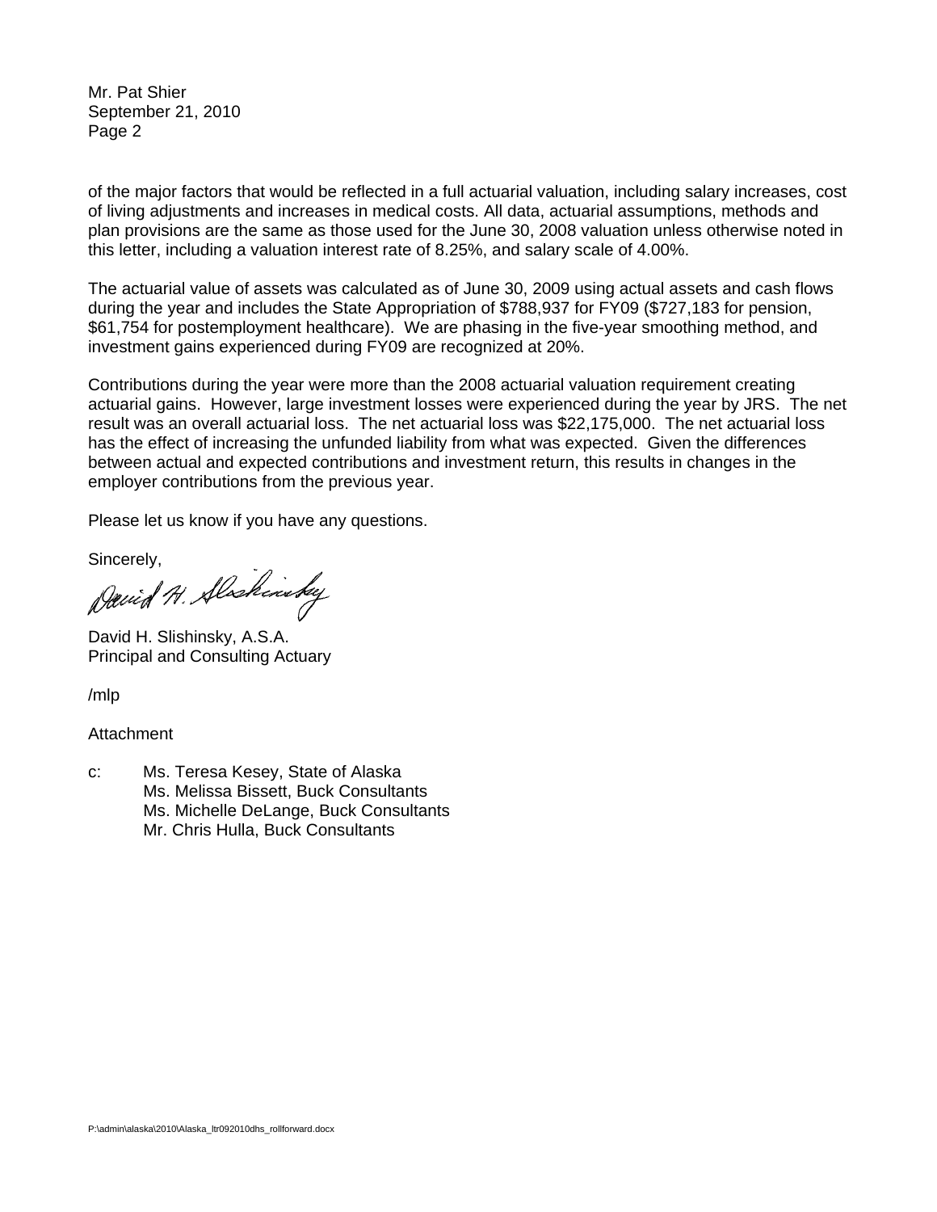of the major factors that would be reflected in a full actuarial valuation, including salary increases, cost of living adjustments and increases in medical costs. All data, actuarial assumptions, methods and plan provisions are the same as those used for the June 30, 2008 valuation unless otherwise noted in this letter, including a valuation interest rate of 8.25%, and salary scale of 4.00%.

The actuarial value of assets was calculated as of June 30, 2009 using actual assets and cash flows during the year and includes the State Appropriation of $788,937 for FY09 ($727,183 for pension, $61,754 for postemployment healthcare). We are phasing in the five-year smoothing method, and investment gains experienced during FY09 are recognized at 20%.

Contributions during the year were more than the 2008 actuarial valuation requirement creating actuarial gains. However, large investment losses were experienced during the year by JRS. The net result was an overall actuarial loss. The net actuarial loss was $22,175,000. The net actuarial loss has the effect of increasing the unfunded liability from what was expected. Given the differences between actual and expected contributions and investment return, this results in changes in the employer contributions from the previous year.

Please let us know if you have any questions.

Sincerely,

David H. Slishinsky

David H. Slishinsky, A.S.A.
Principal and Consulting Actuary

/mlp

Attachment

c: Ms. Teresa Kesey, State of Alaska
Ms. Melissa Bissett, Buck Consultants
Ms. Michelle DeLange, Buck Consultants
Mr. Chris Hulla, Buck Consultants

P:\admin\alaska\2010\Alaska_ltr092010dhs_rollforward.docx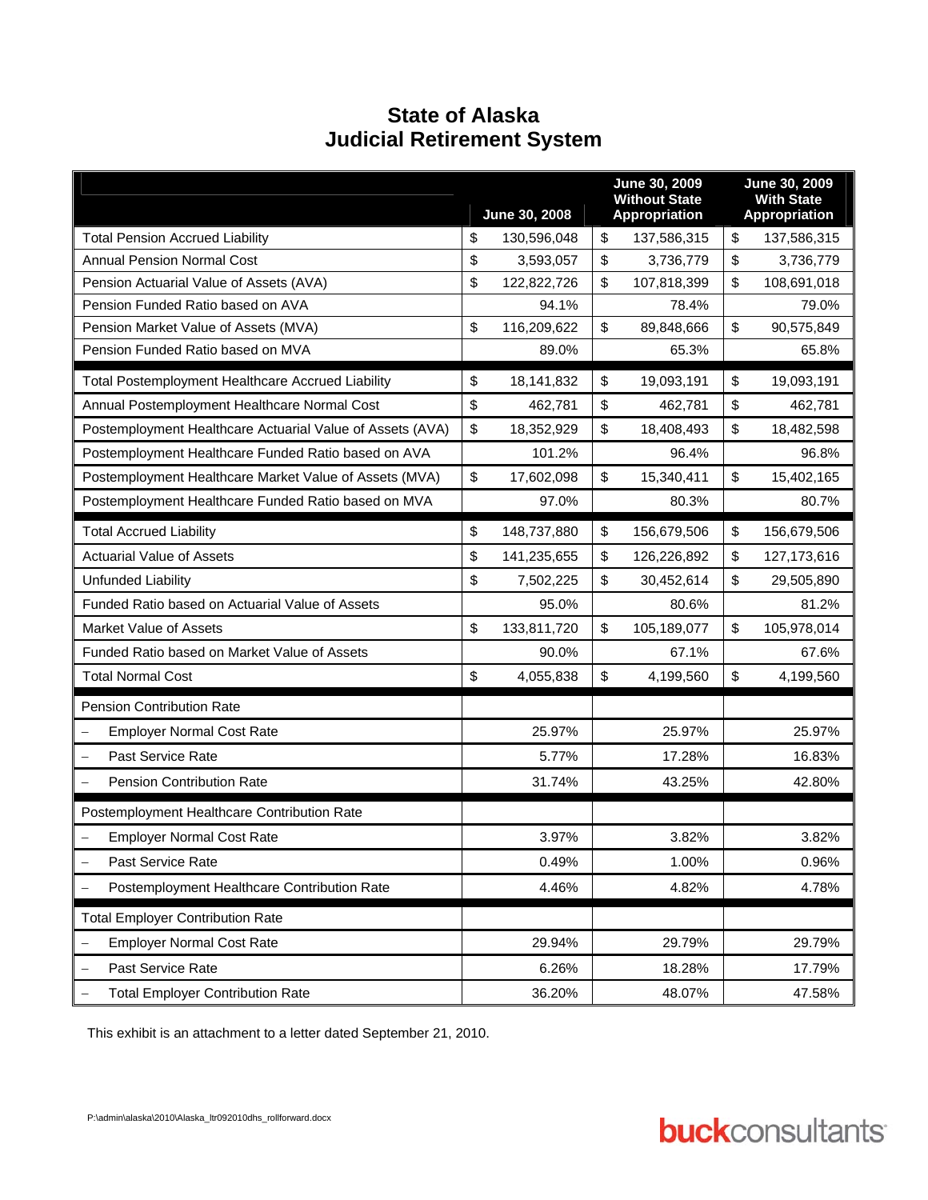# State of Alaska
# Judicial Retirement System

| | June 30, 2008 | June 30, 2009 Without State Appropriation | June 30, 2009 With State Appropriation |
|---|---|---|---|
| Total Pension Accrued Liability | $ 130,596,048 | $ 137,586,315 | $ 137,586,315 |
| Annual Pension Normal Cost | $ 3,593,057 | $ 3,736,779 | $ 3,736,779 |
| Pension Actuarial Value of Assets (AVA) | $ 122,822,726 | $ 107,818,399 | $ 108,691,018 |
| Pension Funded Ratio based on AVA | 94.1% | 78.4% | 79.0% |
| Pension Market Value of Assets (MVA) | $ 116,209,622 | $ 89,848,666 | $ 90,575,849 |
| Pension Funded Ratio based on MVA | 89.0% | 65.3% | 65.8% |
| Total Postemployment Healthcare Accrued Liability | $ 18,141,832 | $ 19,093,191 | $ 19,093,191 |
| Annual Postemployment Healthcare Normal Cost | $ 462,781 | $ 462,781 | $ 462,781 |
| Postemployment Healthcare Actuarial Value of Assets (AVA) | $ 18,352,929 | $ 18,408,493 | $ 18,482,598 |
| Postemployment Healthcare Funded Ratio based on AVA | 101.2% | 96.4% | 96.8% |
| Postemployment Healthcare Market Value of Assets (MVA) | $ 17,602,098 | $ 15,340,411 | $ 15,402,165 |
| Postemployment Healthcare Funded Ratio based on MVA | 97.0% | 80.3% | 80.7% |
| Total Accrued Liability | $ 148,737,880 | $ 156,679,506 | $ 156,679,506 |
| Actuarial Value of Assets | $ 141,235,655 | $ 126,226,892 | $ 127,173,616 |
| Unfunded Liability | $ 7,502,225 | $ 30,452,614 | $ 29,505,890 |
| Funded Ratio based on Actuarial Value of Assets | 95.0% | 80.6% | 81.2% |
| Market Value of Assets | $ 133,811,720 | $ 105,189,077 | $ 105,978,014 |
| Funded Ratio based on Market Value of Assets | 90.0% | 67.1% | 67.6% |
| Total Normal Cost | $ 4,055,838 | $ 4,199,560 | $ 4,199,560 |
| Pension Contribution Rate | | | |
| – Employer Normal Cost Rate | 25.97% | 25.97% | 25.97% |
| – Past Service Rate | 5.77% | 17.28% | 16.83% |
| – Pension Contribution Rate | 31.74% | 43.25% | 42.80% |
| Postemployment Healthcare Contribution Rate | | | |
| – Employer Normal Cost Rate | 3.97% | 3.82% | 3.82% |
| – Past Service Rate | 0.49% | 1.00% | 0.96% |
| – Postemployment Healthcare Contribution Rate | 4.46% | 4.82% | 4.78% |
| Total Employer Contribution Rate | | | |
| – Employer Normal Cost Rate | 29.94% | 29.79% | 29.79% |
| – Past Service Rate | 6.26% | 18.28% | 17.79% |
| – Total Employer Contribution Rate | 36.20% | 48.07% | 47.58% |

This exhibit is an attachment to a letter dated September 21, 2010.

P:\admin\alaska\2010\Alaska_ltr092010dhs_rollforward.docx

buckconsultants